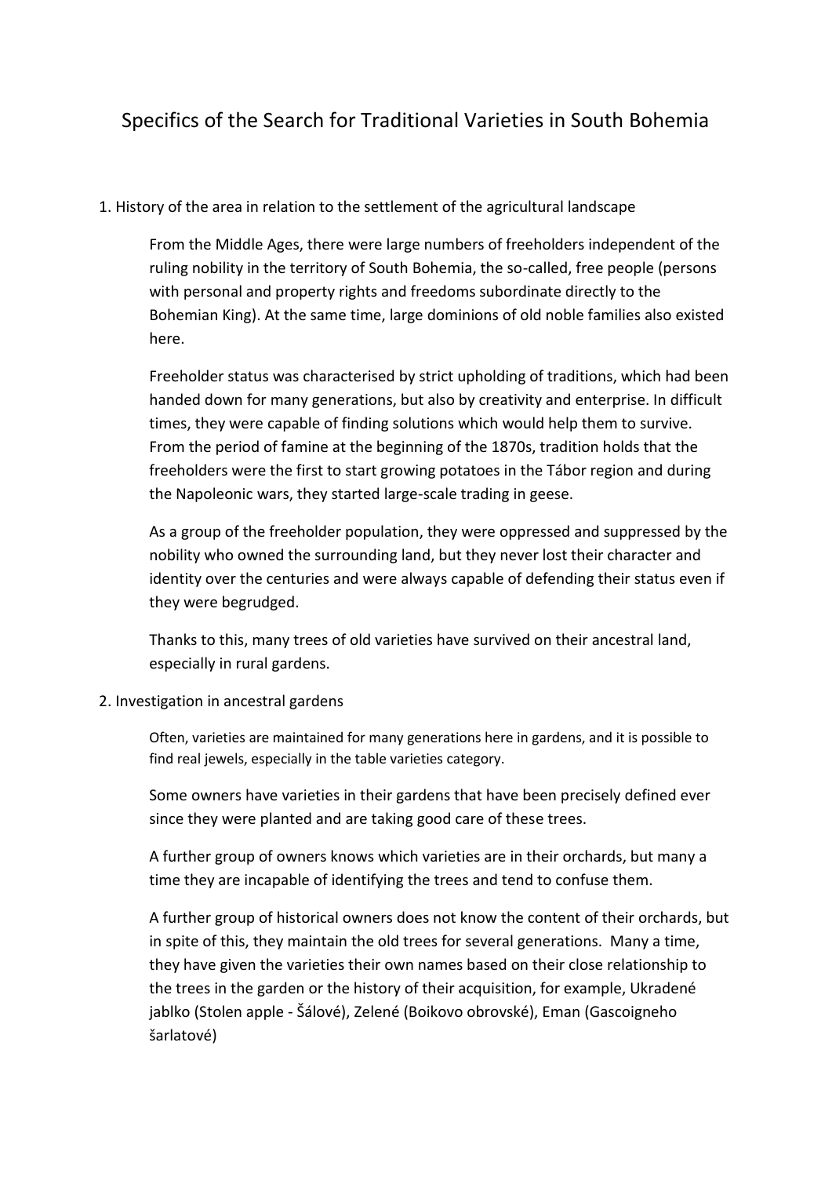# Specifics of the Search for Traditional Varieties in South Bohemia

1. History of the area in relation to the settlement of the agricultural landscape

From the Middle Ages, there were large numbers of freeholders independent of the ruling nobility in the territory of South Bohemia, the so-called, free people (persons with personal and property rights and freedoms subordinate directly to the Bohemian King). At the same time, large dominions of old noble families also existed here.

Freeholder status was characterised by strict upholding of traditions, which had been handed down for many generations, but also by creativity and enterprise. In difficult times, they were capable of finding solutions which would help them to survive. From the period of famine at the beginning of the 1870s, tradition holds that the freeholders were the first to start growing potatoes in the Tábor region and during the Napoleonic wars, they started large-scale trading in geese.

As a group of the freeholder population, they were oppressed and suppressed by the nobility who owned the surrounding land, but they never lost their character and identity over the centuries and were always capable of defending their status even if they were begrudged.

Thanks to this, many trees of old varieties have survived on their ancestral land, especially in rural gardens.

2. Investigation in ancestral gardens

Often, varieties are maintained for many generations here in gardens, and it is possible to find real jewels, especially in the table varieties category.

Some owners have varieties in their gardens that have been precisely defined ever since they were planted and are taking good care of these trees.

A further group of owners knows which varieties are in their orchards, but many a time they are incapable of identifying the trees and tend to confuse them.

A further group of historical owners does not know the content of their orchards, but in spite of this, they maintain the old trees for several generations. Many a time, they have given the varieties their own names based on their close relationship to the trees in the garden or the history of their acquisition, for example, Ukradené jablko (Stolen apple - Šálové), Zelené (Boikovo obrovské), Eman (Gascoigneho šarlatové)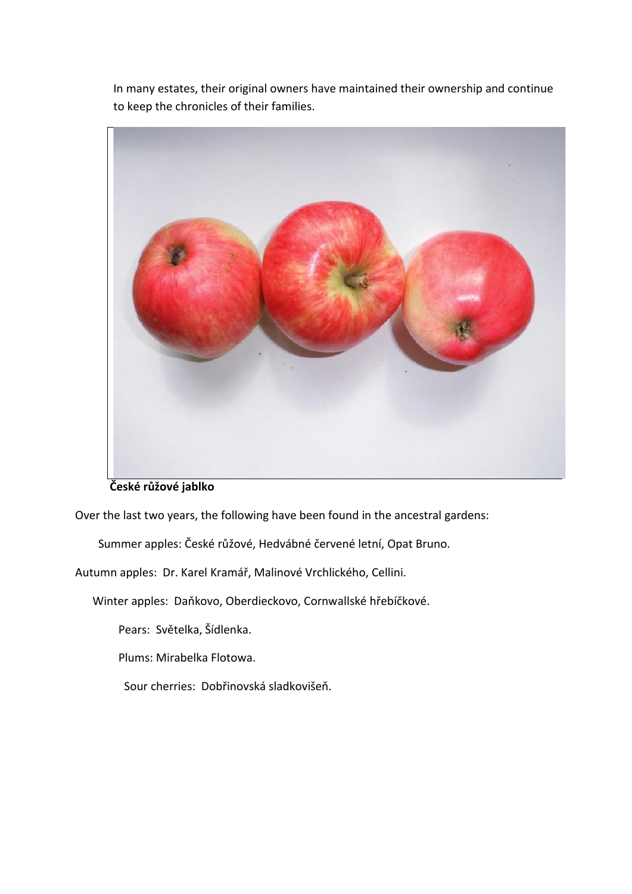In many estates, their original owners have maintained their ownership and continue to keep the chronicles of their families.

**České růžové jablko**

Over the last two years, the following have been found in the ancestral gardens:

Summer apples: České růžové, Hedvábné červené letní, Opat Bruno.

Autumn apples: Dr. Karel Kramář, Malinové Vrchlického, Cellini.

Winter apples: Daňkovo, Oberdieckovo, Cornwallské hřebíčkové.

Pears: Světelka, Šídlenka.

Plums: Mirabelka Flotowa.

Sour cherries: Dobřinovská sladkovišeň.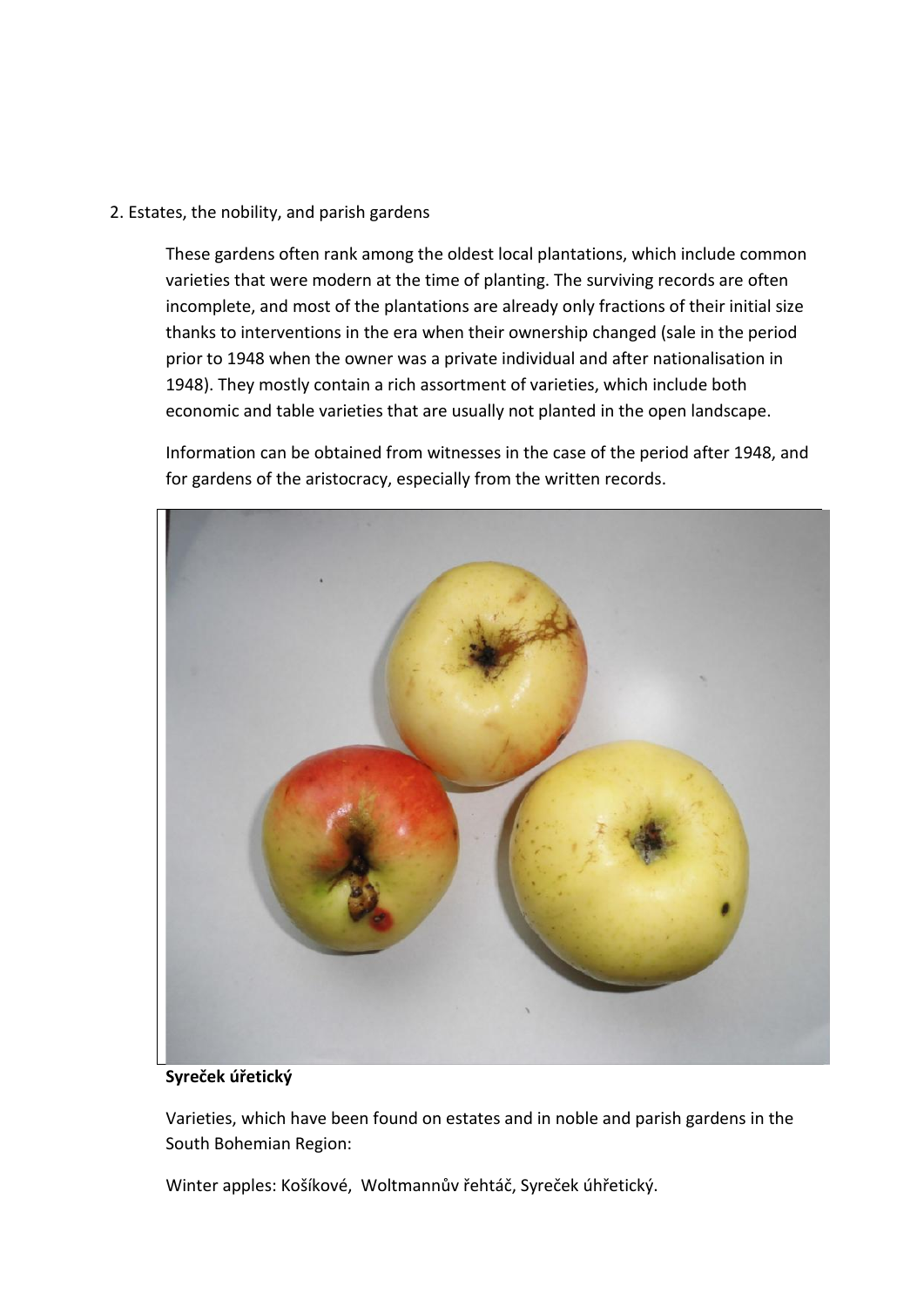2. Estates, the nobility, and parish gardens

These gardens often rank among the oldest local plantations, which include common varieties that were modern at the time of planting. The surviving records are often incomplete, and most of the plantations are already only fractions of their initial size thanks to interventions in the era when their ownership changed (sale in the period prior to 1948 when the owner was a private individual and after nationalisation in 1948). They mostly contain a rich assortment of varieties, which include both economic and table varieties that are usually not planted in the open landscape.

Information can be obtained from witnesses in the case of the period after 1948, and for gardens of the aristocracy, especially from the written records.

**Syreček úřetický**

Varieties, which have been found on estates and in noble and parish gardens in the South Bohemian Region:

Winter apples: Košíkové,  Woltmannův řehtáč, Syreček úhřetický.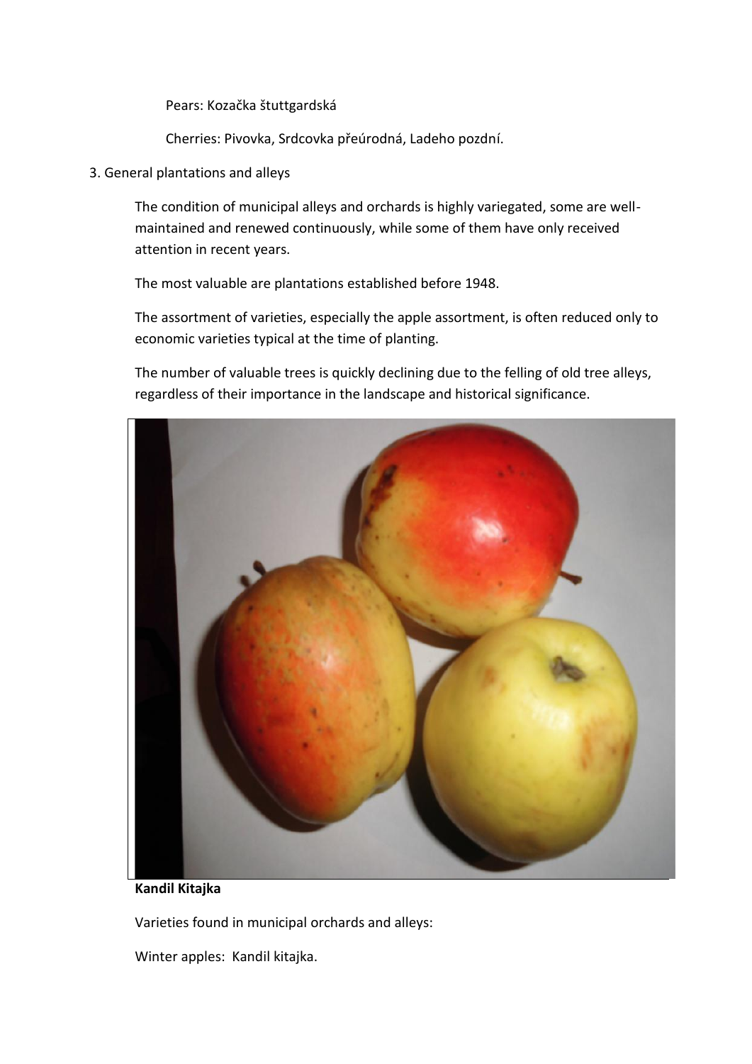Pears: Kozačka štuttgardská

Cherries: Pivovka, Srdcovka přeúrodná, Ladeho pozdní.

3. General plantations and alleys

The condition of municipal alleys and orchards is highly variegated, some are well-maintained and renewed continuously, while some of them have only received attention in recent years.

The most valuable are plantations established before 1948.

The assortment of varieties, especially the apple assortment, is often reduced only to economic varieties typical at the time of planting.

The number of valuable trees is quickly declining due to the felling of old tree alleys, regardless of their importance in the landscape and historical significance.

**Kandil Kitajka**

Varieties found in municipal orchards and alleys:

Winter apples: Kandil kitajka.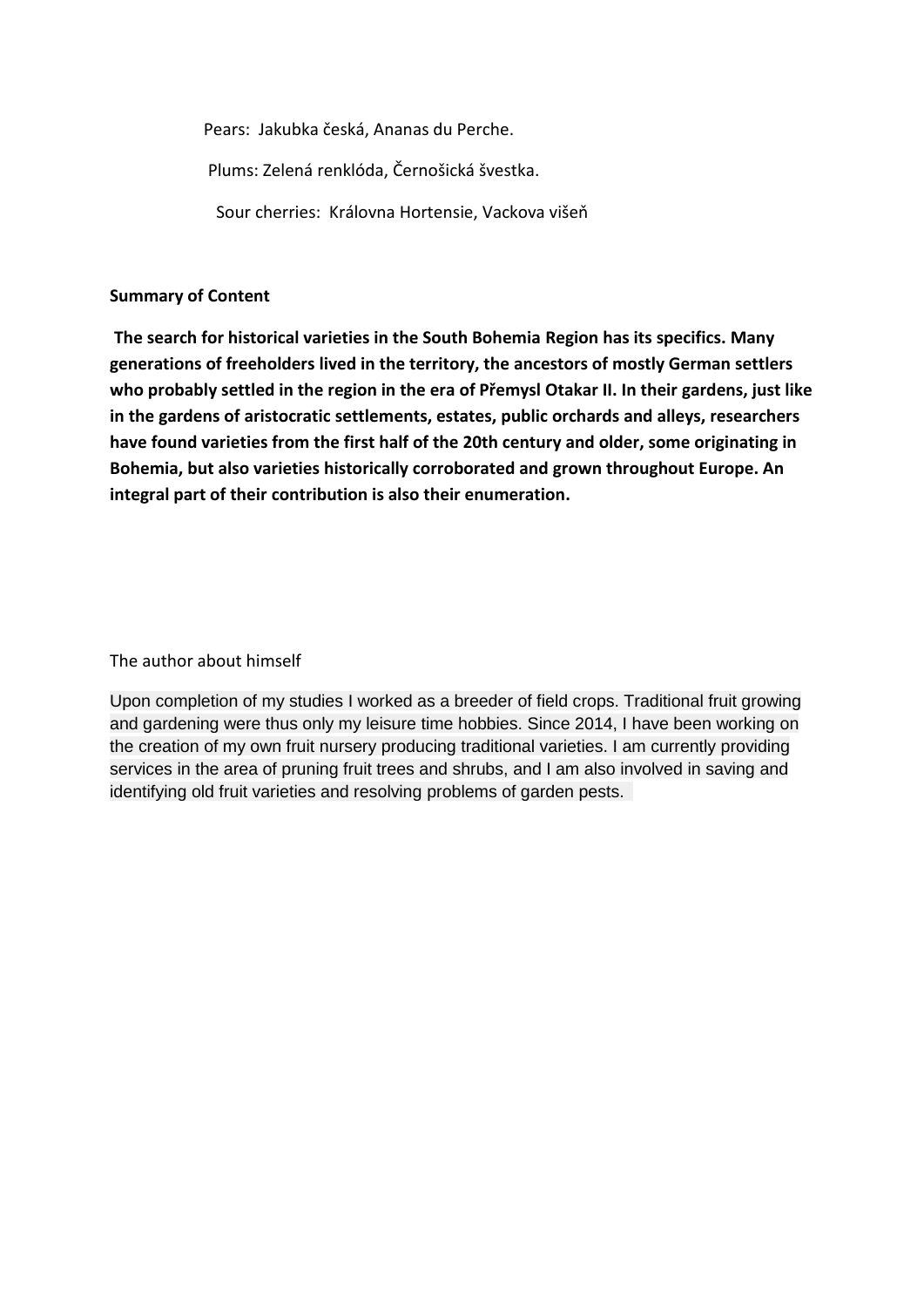Pears: Jakubka česká, Ananas du Perche.

Plums: Zelená renklóda, Černošická švestka.

Sour cherries: Královna Hortensie, Vackova višeň

**Summary of Content**

**The search for historical varieties in the South Bohemia Region has its specifics. Many generations of freeholders lived in the territory, the ancestors of mostly German settlers who probably settled in the region in the era of Přemysl Otakar II. In their gardens, just like in the gardens of aristocratic settlements, estates, public orchards and alleys, researchers have found varieties from the first half of the 20th century and older, some originating in Bohemia, but also varieties historically corroborated and grown throughout Europe. An integral part of their contribution is also their enumeration.**

The author about himself

Upon completion of my studies I worked as a breeder of field crops. Traditional fruit growing and gardening were thus only my leisure time hobbies. Since 2014, I have been working on the creation of my own fruit nursery producing traditional varieties. I am currently providing services in the area of pruning fruit trees and shrubs, and I am also involved in saving and identifying old fruit varieties and resolving problems of garden pests.